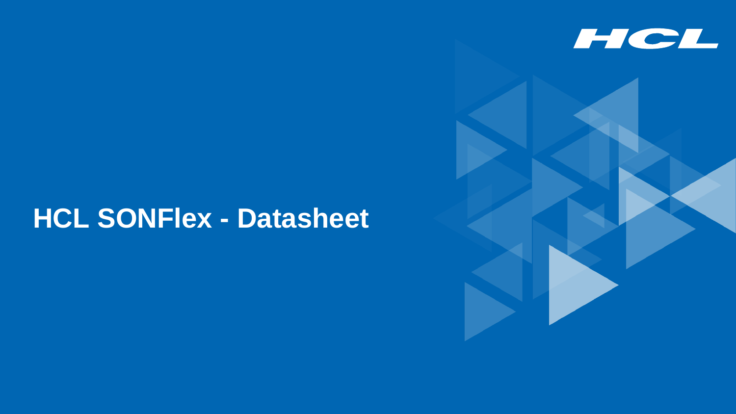# HCL SONFlex - Datasheet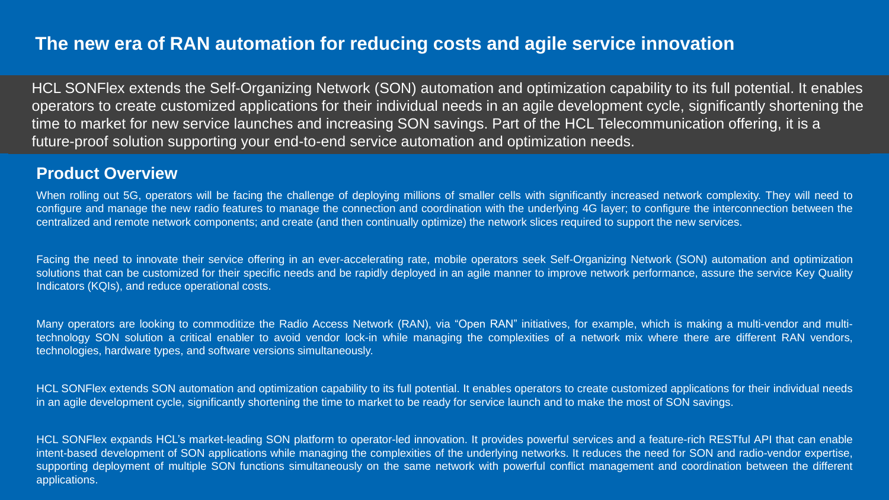# The new era of RAN automation for reducing costs and agile service innovation

HCL SONFlex extends the Self-Organizing Network (SON) automation and optimization capability to its full potential. It enables operators to create customized applications for their individual needs in an agile development cycle, significantly shortening the time to market for new service launches and increasing SON savings. Part of the HCL Telecommunication offering, it is a future-proof solution supporting your end-to-end service automation and optimization needs.

## Product Overview

When rolling out 5G, operators will be facing the challenge of deploying millions of smaller cells with significantly increased network complexity. They will need to configure and manage the new radio features to manage the connection and coordination with the underlying 4G layer; to configure the interconnection between the centralized and remote network components; and create (and then continually optimize) the network slices required to support the new services.

Facing the need to innovate their service offering in an ever-accelerating rate, mobile operators seek Self-Organizing Network (SON) automation and optimization solutions that can be customized for their specific needs and be rapidly deployed in an agile manner to improve network performance, assure the service Key Quality Indicators (KQIs), and reduce operational costs.

Many operators are looking to commoditize the Radio Access Network (RAN), via "Open RAN" initiatives, for example, which is making a multi-vendor and multi-technology SON solution a critical enabler to avoid vendor lock-in while managing the complexities of a network mix where there are different RAN vendors, technologies, hardware types, and software versions simultaneously.

HCL SONFlex extends SON automation and optimization capability to its full potential. It enables operators to create customized applications for their individual needs in an agile development cycle, significantly shortening the time to market to be ready for service launch and to make the most of SON savings.

HCL SONFlex expands HCL's market-leading SON platform to operator-led innovation. It provides powerful services and a feature-rich RESTful API that can enable intent-based development of SON applications while managing the complexities of the underlying networks. It reduces the need for SON and radio-vendor expertise, supporting deployment of multiple SON functions simultaneously on the same network with powerful conflict management and coordination between the different applications.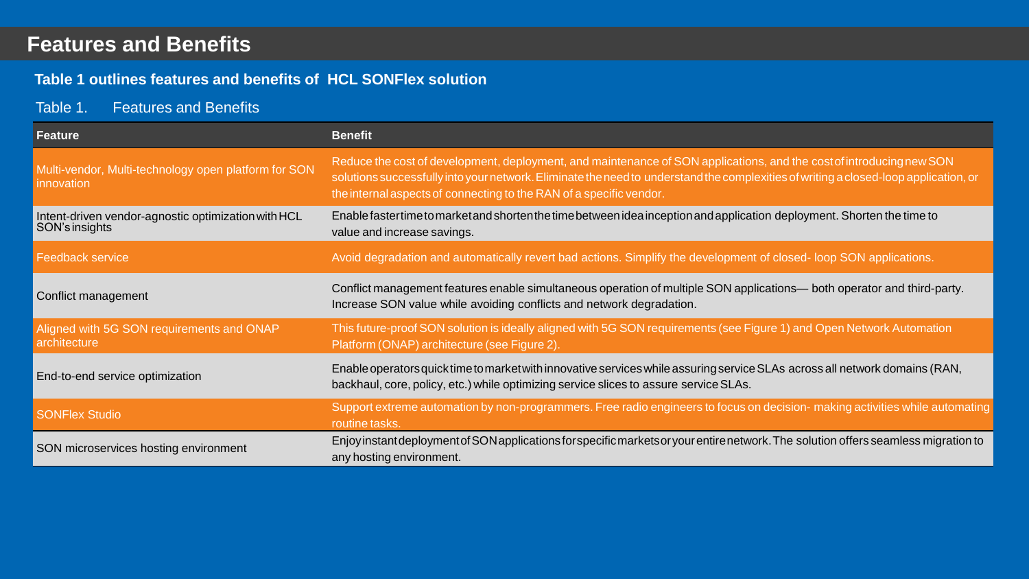# Features and Benefits

**Table 1 outlines features and benefits of HCL SONFlex solution**

Table 1. Features and Benefits

| Feature | Benefit |
|---|---|
| Multi-vendor, Multi-technology open platform for SON innovation | Reduce the cost of development, deployment, and maintenance of SON applications, and the cost of introducing new SON solutions successfully into your network. Eliminate the need to understand the complexities of writing a closed-loop application, or the internal aspects of connecting to the RAN of a specific vendor. |
| Intent-driven vendor-agnostic optimization with HCL SON's insights | Enable faster time to market and shorten the time between idea inception and application deployment. Shorten the time to value and increase savings. |
| Feedback service | Avoid degradation and automatically revert bad actions. Simplify the development of closed- loop SON applications. |
| Conflict management | Conflict management features enable simultaneous operation of multiple SON applications— both operator and third-party. Increase SON value while avoiding conflicts and network degradation. |
| Aligned with 5G SON requirements and ONAP architecture | This future-proof SON solution is ideally aligned with 5G SON requirements (see Figure 1) and Open Network Automation Platform (ONAP) architecture (see Figure 2). |
| End-to-end service optimization | Enable operators quick time to market with innovative services while assuring service SLAs across all network domains (RAN, backhaul, core, policy, etc.) while optimizing service slices to assure service SLAs. |
| SONFlex Studio | Support extreme automation by non-programmers. Free radio engineers to focus on decision- making activities while automating routine tasks. |
| SON microservices hosting environment | Enjoy instant deployment of SON applications for specific markets or your entire network. The solution offers seamless migration to any hosting environment. |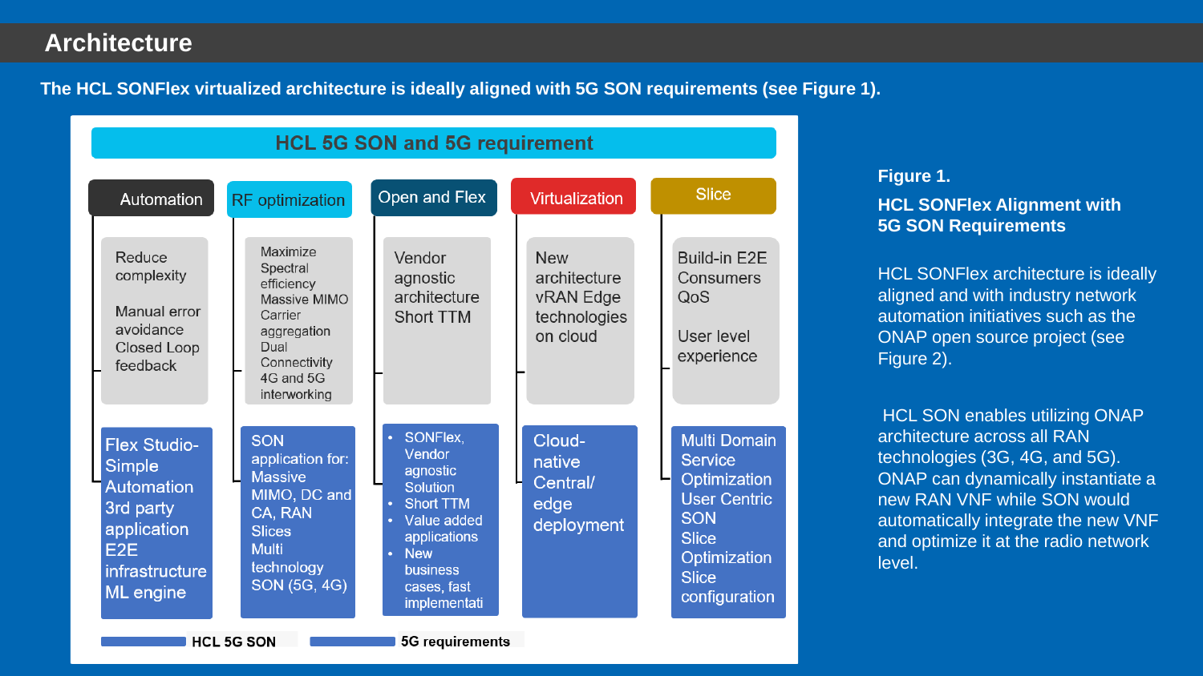# Architecture

**The HCL SONFlex virtualized architecture is ideally aligned with 5G SON requirements (see Figure 1).**

**HCL 5G SON and 5G requirement**

| | Automation | RF optimization | Open and Flex | Virtualization | Slice |
|---|---|---|---|---|---|
| 5G requirements | Reduce complexity<br><br>Manual error avoidance<br>Closed Loop feedback | Maximize Spectral efficiency<br>Massive MIMO<br>Carrier aggregation<br>Dual Connectivity<br>4G and 5G interworking | Vendor agnostic architecture<br>Short TTM | New architecture<br>vRAN Edge technologies on cloud | Build-in E2E Consumers QoS<br><br>User level experience |
| HCL 5G SON | Flex Studio-Simple Automation<br>3rd party application<br>E2E infrastructure<br>ML engine | SON application for: Massive MIMO, DC and CA, RAN Slices<br>Multi technology SON (5G, 4G) | • SONFlex, Vendor agnostic Solution<br>• Short TTM<br>• Value added applications<br>• New business cases, fast implementati | Cloud-native Central/ edge deployment | Multi Domain Service Optimization<br>User Centric SON<br>Slice Optimization<br>Slice configuration |

**Figure 1.**

**HCL SONFlex Alignment with 5G SON Requirements**

HCL SONFlex architecture is ideally aligned and with industry network automation initiatives such as the ONAP open source project (see Figure 2).

HCL SON enables utilizing ONAP architecture across all RAN technologies (3G, 4G, and 5G). ONAP can dynamically instantiate a new RAN VNF while SON would automatically integrate the new VNF and optimize it at the radio network level.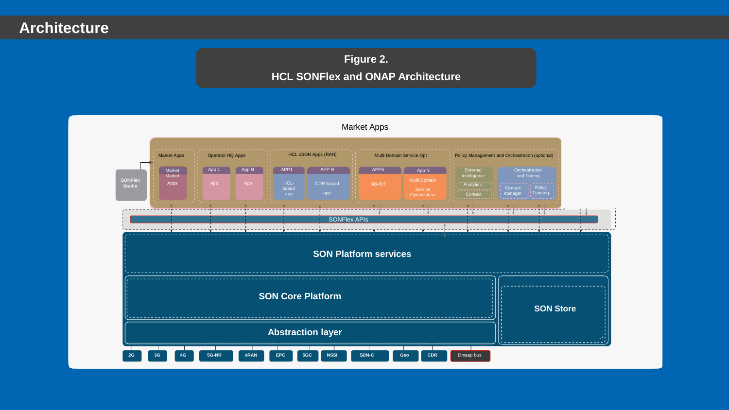# Architecture

**Figure 2.**
**HCL SONFlex and ONAP Architecture**

Market Apps

SONFlex Studio

Market Apps: Market Market Apps

Operator HQ Apps: App 1 (App), App N (App)

HCL cSON Apps (RAN): APP1 (HCL-based app), APP N (CDR-based app)

Multi-Domain Service Opt: APPS (NB-IOT), App N (Multi Domain Service Optimization)

Policy Management and Orchestration (optional): External Intelligence (Analytics, Context), Orchestration and Tuning (Context manager, Policy Tunning)

SONFlex APIs

SON Platform services

SON Core Platform

SON Store

Abstraction layer

2G | 3G | 4G | 5G-NR | xRAN | EPC | 5GC | NSSI | SDN-C | Geo | CDR | Dmaap bus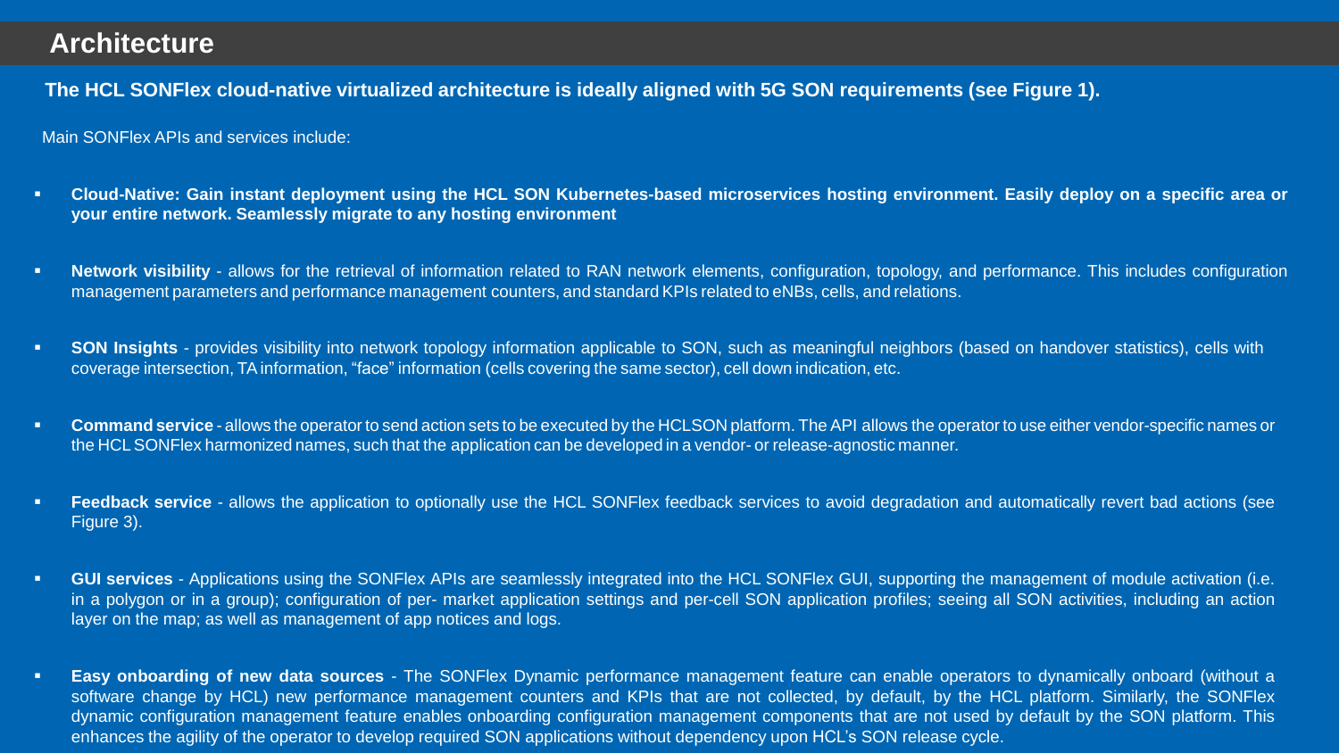# Architecture

**The HCL SONFlex cloud-native virtualized architecture is ideally aligned with 5G SON requirements (see Figure 1).**

Main SONFlex APIs and services include:

- **Cloud-Native: Gain instant deployment using the HCL SON Kubernetes-based microservices hosting environment. Easily deploy on a specific area or your entire network. Seamlessly migrate to any hosting environment**

- **Network visibility** - allows for the retrieval of information related to RAN network elements, configuration, topology, and performance. This includes configuration management parameters and performance management counters, and standard KPIs related to eNBs, cells, and relations.

- **SON Insights** - provides visibility into network topology information applicable to SON, such as meaningful neighbors (based on handover statistics), cells with coverage intersection, TA information, "face" information (cells covering the same sector), cell down indication, etc.

- **Command service** - allows the operator to send action sets to be executed by the HCLSON platform. The API allows the operator to use either vendor-specific names or the HCL SONFlex harmonized names, such that the application can be developed in a vendor- or release-agnostic manner.

- **Feedback service** - allows the application to optionally use the HCL SONFlex feedback services to avoid degradation and automatically revert bad actions (see Figure 3).

- **GUI services** - Applications using the SONFlex APIs are seamlessly integrated into the HCL SONFlex GUI, supporting the management of module activation (i.e. in a polygon or in a group); configuration of per- market application settings and per-cell SON application profiles; seeing all SON activities, including an action layer on the map; as well as management of app notices and logs.

- **Easy onboarding of new data sources** - The SONFlex Dynamic performance management feature can enable operators to dynamically onboard (without a software change by HCL) new performance management counters and KPIs that are not collected, by default, by the HCL platform. Similarly, the SONFlex dynamic configuration management feature enables onboarding configuration management components that are not used by default by the SON platform. This enhances the agility of the operator to develop required SON applications without dependency upon HCL's SON release cycle.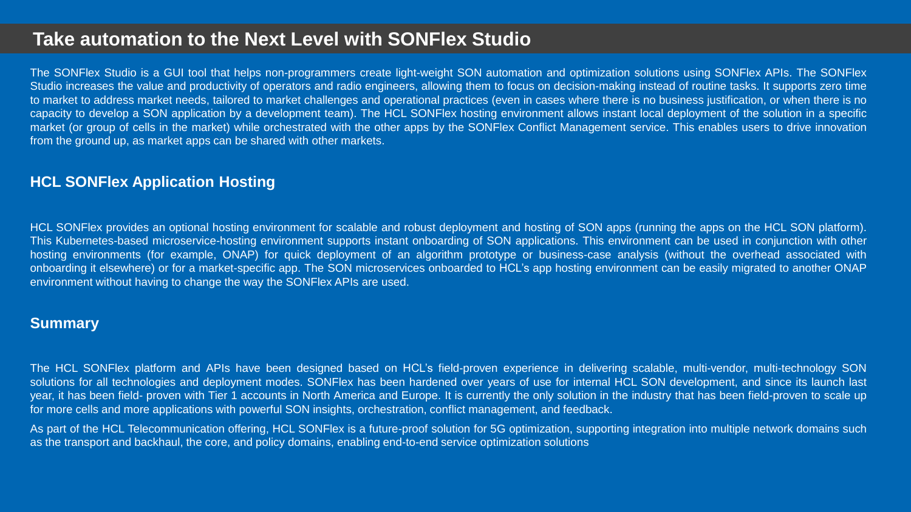## Take automation to the Next Level with SONFlex Studio

The SONFlex Studio is a GUI tool that helps non-programmers create light-weight SON automation and optimization solutions using SONFlex APIs. The SONFlex Studio increases the value and productivity of operators and radio engineers, allowing them to focus on decision-making instead of routine tasks. It supports zero time to market to address market needs, tailored to market challenges and operational practices (even in cases where there is no business justification, or when there is no capacity to develop a SON application by a development team). The HCL SONFlex hosting environment allows instant local deployment of the solution in a specific market (or group of cells in the market) while orchestrated with the other apps by the SONFlex Conflict Management service. This enables users to drive innovation from the ground up, as market apps can be shared with other markets.

### HCL SONFlex Application Hosting

HCL SONFlex provides an optional hosting environment for scalable and robust deployment and hosting of SON apps (running the apps on the HCL SON platform). This Kubernetes-based microservice-hosting environment supports instant onboarding of SON applications. This environment can be used in conjunction with other hosting environments (for example, ONAP) for quick deployment of an algorithm prototype or business-case analysis (without the overhead associated with onboarding it elsewhere) or for a market-specific app. The SON microservices onboarded to HCL's app hosting environment can be easily migrated to another ONAP environment without having to change the way the SONFlex APIs are used.

### Summary

The HCL SONFlex platform and APIs have been designed based on HCL's field-proven experience in delivering scalable, multi-vendor, multi-technology SON solutions for all technologies and deployment modes. SONFlex has been hardened over years of use for internal HCL SON development, and since its launch last year, it has been field- proven with Tier 1 accounts in North America and Europe. It is currently the only solution in the industry that has been field-proven to scale up for more cells and more applications with powerful SON insights, orchestration, conflict management, and feedback.

As part of the HCL Telecommunication offering, HCL SONFlex is a future-proof solution for 5G optimization, supporting integration into multiple network domains such as the transport and backhaul, the core, and policy domains, enabling end-to-end service optimization solutions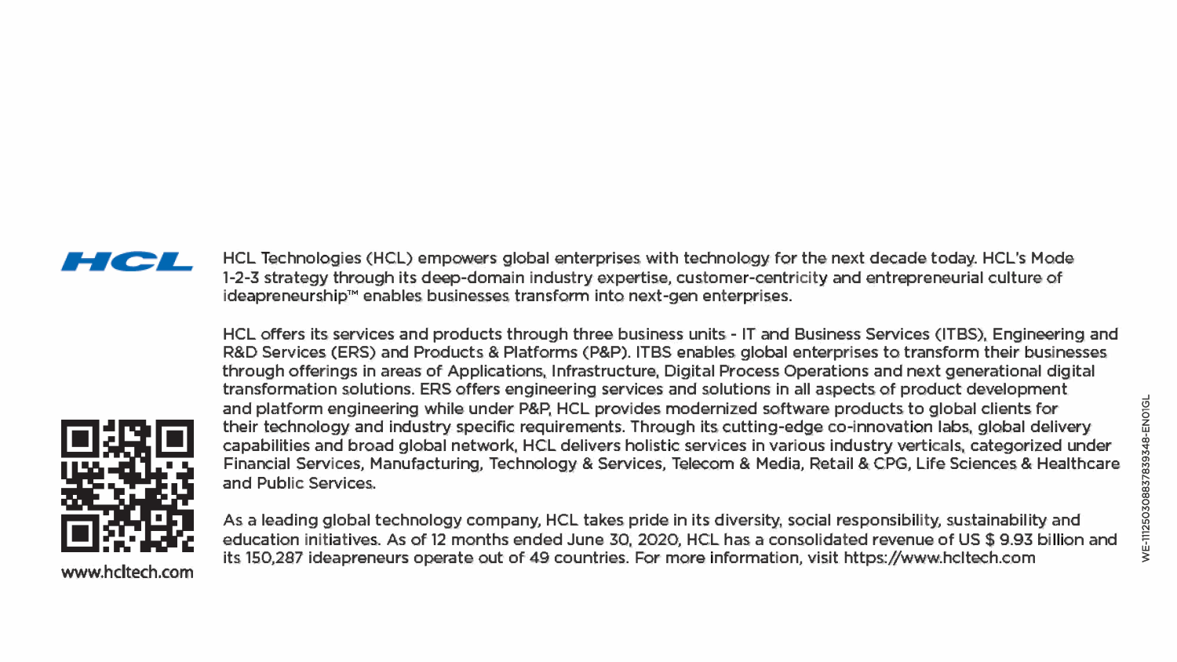HCL

HCL Technologies (HCL) empowers global enterprises with technology for the next decade today. HCL's Mode 1-2-3 strategy through its deep-domain industry expertise, customer-centricity and entrepreneurial culture of ideapreneurship™ enables businesses transform into next-gen enterprises.

HCL offers its services and products through three business units - IT and Business Services (ITBS), Engineering and R&D Services (ERS) and Products & Platforms (P&P). ITBS enables global enterprises to transform their businesses through offerings in areas of Applications, Infrastructure, Digital Process Operations and next generational digital transformation solutions. ERS offers engineering services and solutions in all aspects of product development and platform engineering while under P&P, HCL provides modernized software products to global clients for their technology and industry specific requirements. Through its cutting-edge co-innovation labs, global delivery capabilities and broad global network, HCL delivers holistic services in various industry verticals, categorized under Financial Services, Manufacturing, Technology & Services, Telecom & Media, Retail & CPG, Life Sciences & Healthcare and Public Services.

As a leading global technology company, HCL takes pride in its diversity, social responsibility, sustainability and education initiatives. As of 12 months ended June 30, 2020, HCL has a consolidated revenue of US $ 9.93 billion and its 150,287 ideapreneurs operate out of 49 countries. For more information, visit https://www.hcltech.com

www.hcltech.com

WE-1112503088378393348-EN01GL